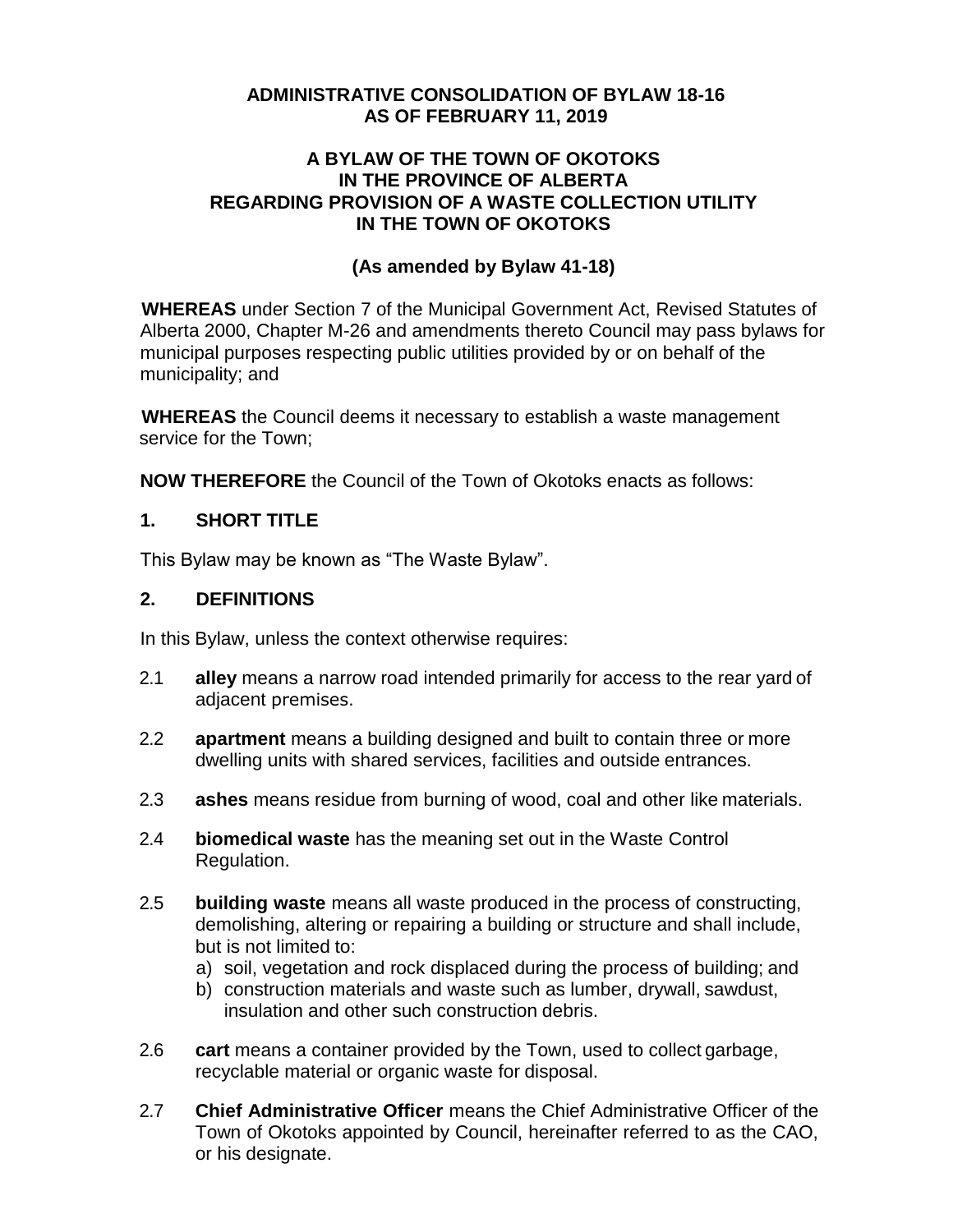**ADMINISTRATIVE CONSOLIDATION OF BYLAW 18-16**
**AS OF FEBRUARY 11, 2019**

**A BYLAW OF THE TOWN OF OKOTOKS**
**IN THE PROVINCE OF ALBERTA**
**REGARDING PROVISION OF A WASTE COLLECTION UTILITY**
**IN THE TOWN OF OKOTOKS**

**(As amended by Bylaw 41-18)**

**WHEREAS** under Section 7 of the Municipal Government Act, Revised Statutes of Alberta 2000, Chapter M-26 and amendments thereto Council may pass bylaws for municipal purposes respecting public utilities provided by or on behalf of the municipality; and

**WHEREAS** the Council deems it necessary to establish a waste management service for the Town;

**NOW THEREFORE** the Council of the Town of Okotoks enacts as follows:

## 1. SHORT TITLE

This Bylaw may be known as "The Waste Bylaw".

## 2. DEFINITIONS

In this Bylaw, unless the context otherwise requires:

2.1 **alley** means a narrow road intended primarily for access to the rear yard of adjacent premises.

2.2 **apartment** means a building designed and built to contain three or more dwelling units with shared services, facilities and outside entrances.

2.3 **ashes** means residue from burning of wood, coal and other like materials.

2.4 **biomedical waste** has the meaning set out in the Waste Control Regulation.

2.5 **building waste** means all waste produced in the process of constructing, demolishing, altering or repairing a building or structure and shall include, but is not limited to:

a) soil, vegetation and rock displaced during the process of building; and
b) construction materials and waste such as lumber, drywall, sawdust, insulation and other such construction debris.

2.6 **cart** means a container provided by the Town, used to collect garbage, recyclable material or organic waste for disposal.

2.7 **Chief Administrative Officer** means the Chief Administrative Officer of the Town of Okotoks appointed by Council, hereinafter referred to as the CAO, or his designate.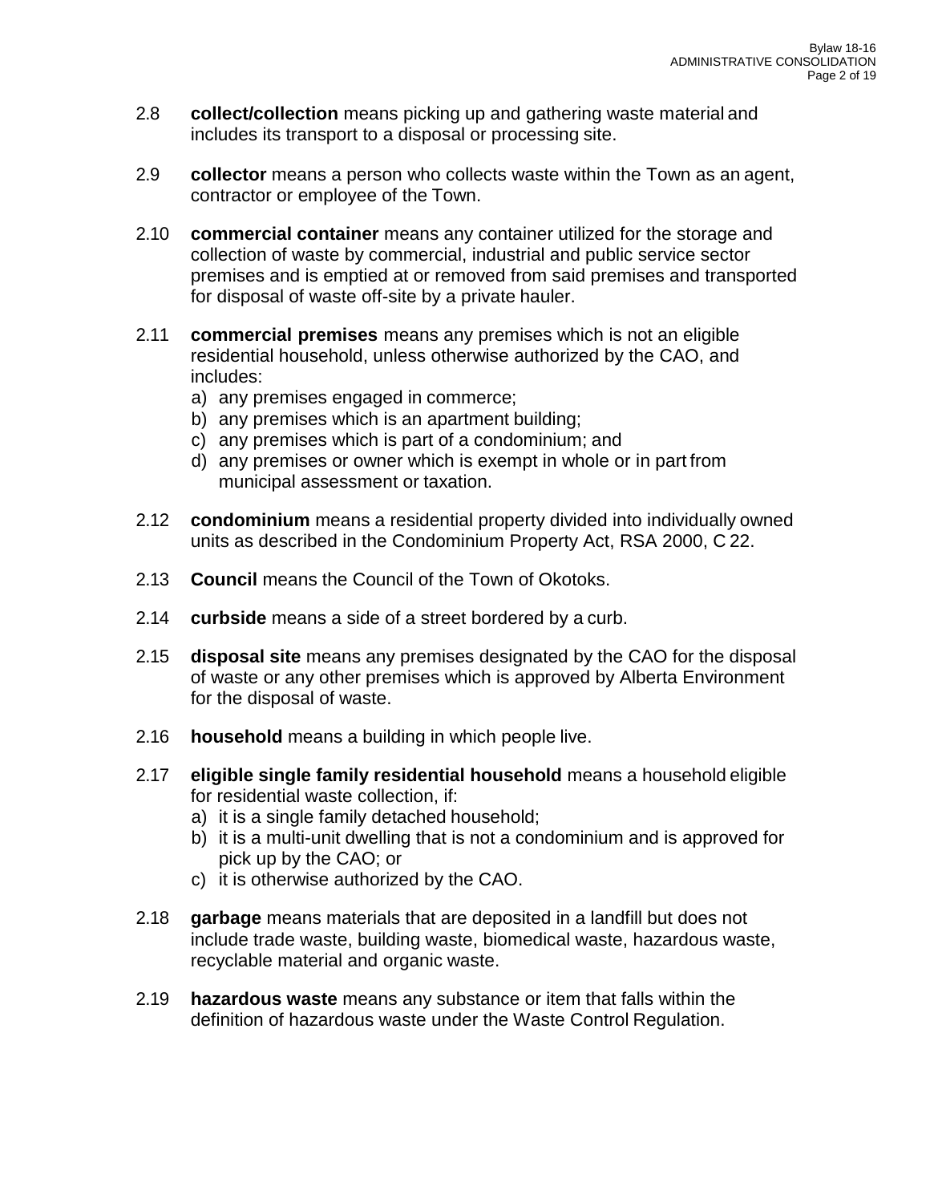2.8 **collect/collection** means picking up and gathering waste material and includes its transport to a disposal or processing site.

2.9 **collector** means a person who collects waste within the Town as an agent, contractor or employee of the Town.

2.10 **commercial container** means any container utilized for the storage and collection of waste by commercial, industrial and public service sector premises and is emptied at or removed from said premises and transported for disposal of waste off-site by a private hauler.

2.11 **commercial premises** means any premises which is not an eligible residential household, unless otherwise authorized by the CAO, and includes:

a) any premises engaged in commerce;
b) any premises which is an apartment building;
c) any premises which is part of a condominium; and
d) any premises or owner which is exempt in whole or in part from municipal assessment or taxation.

2.12 **condominium** means a residential property divided into individually owned units as described in the Condominium Property Act, RSA 2000, C 22.

2.13 **Council** means the Council of the Town of Okotoks.

2.14 **curbside** means a side of a street bordered by a curb.

2.15 **disposal site** means any premises designated by the CAO for the disposal of waste or any other premises which is approved by Alberta Environment for the disposal of waste.

2.16 **household** means a building in which people live.

2.17 **eligible single family residential household** means a household eligible for residential waste collection, if:

a) it is a single family detached household;
b) it is a multi-unit dwelling that is not a condominium and is approved for pick up by the CAO; or
c) it is otherwise authorized by the CAO.

2.18 **garbage** means materials that are deposited in a landfill but does not include trade waste, building waste, biomedical waste, hazardous waste, recyclable material and organic waste.

2.19 **hazardous waste** means any substance or item that falls within the definition of hazardous waste under the Waste Control Regulation.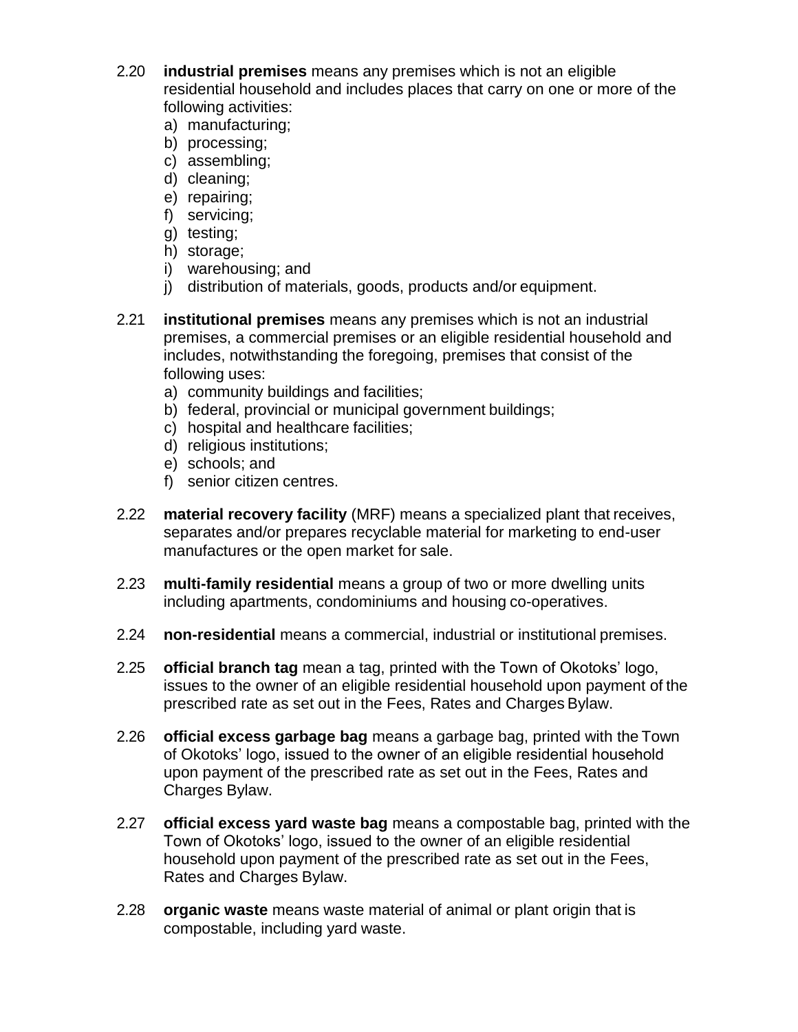2.20 **industrial premises** means any premises which is not an eligible residential household and includes places that carry on one or more of the following activities:

a) manufacturing;
b) processing;
c) assembling;
d) cleaning;
e) repairing;
f) servicing;
g) testing;
h) storage;
i) warehousing; and
j) distribution of materials, goods, products and/or equipment.

2.21 **institutional premises** means any premises which is not an industrial premises, a commercial premises or an eligible residential household and includes, notwithstanding the foregoing, premises that consist of the following uses:

a) community buildings and facilities;
b) federal, provincial or municipal government buildings;
c) hospital and healthcare facilities;
d) religious institutions;
e) schools; and
f) senior citizen centres.

2.22 **material recovery facility** (MRF) means a specialized plant that receives, separates and/or prepares recyclable material for marketing to end-user manufactures or the open market for sale.

2.23 **multi-family residential** means a group of two or more dwelling units including apartments, condominiums and housing co-operatives.

2.24 **non-residential** means a commercial, industrial or institutional premises.

2.25 **official branch tag** mean a tag, printed with the Town of Okotoks' logo, issues to the owner of an eligible residential household upon payment of the prescribed rate as set out in the Fees, Rates and Charges Bylaw.

2.26 **official excess garbage bag** means a garbage bag, printed with the Town of Okotoks' logo, issued to the owner of an eligible residential household upon payment of the prescribed rate as set out in the Fees, Rates and Charges Bylaw.

2.27 **official excess yard waste bag** means a compostable bag, printed with the Town of Okotoks' logo, issued to the owner of an eligible residential household upon payment of the prescribed rate as set out in the Fees, Rates and Charges Bylaw.

2.28 **organic waste** means waste material of animal or plant origin that is compostable, including yard waste.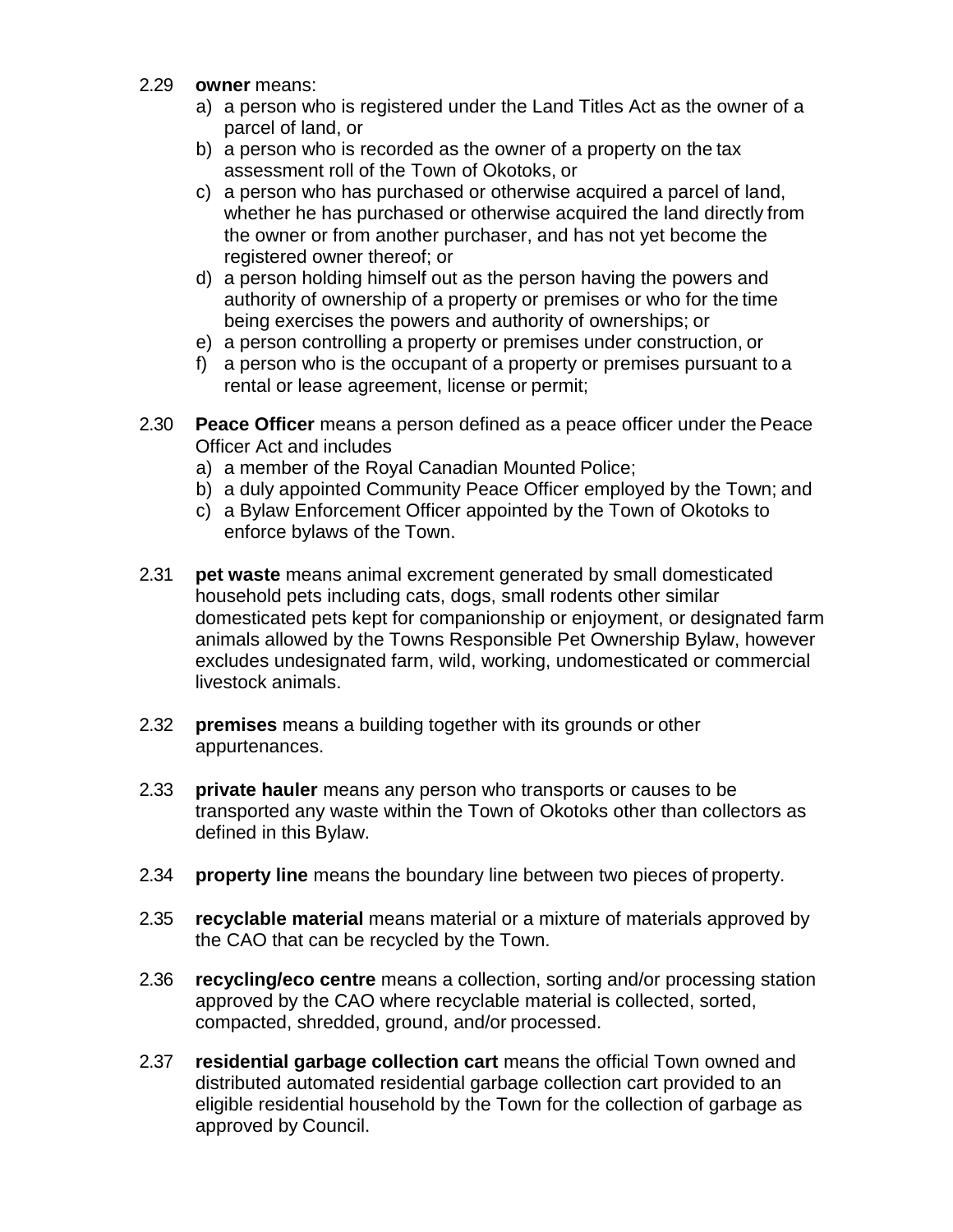2.29 **owner** means:

a) a person who is registered under the Land Titles Act as the owner of a parcel of land, or
b) a person who is recorded as the owner of a property on the tax assessment roll of the Town of Okotoks, or
c) a person who has purchased or otherwise acquired a parcel of land, whether he has purchased or otherwise acquired the land directly from the owner or from another purchaser, and has not yet become the registered owner thereof; or
d) a person holding himself out as the person having the powers and authority of ownership of a property or premises or who for the time being exercises the powers and authority of ownerships; or
e) a person controlling a property or premises under construction, or
f) a person who is the occupant of a property or premises pursuant to a rental or lease agreement, license or permit;

2.30 **Peace Officer** means a person defined as a peace officer under the Peace Officer Act and includes

a) a member of the Royal Canadian Mounted Police;
b) a duly appointed Community Peace Officer employed by the Town; and
c) a Bylaw Enforcement Officer appointed by the Town of Okotoks to enforce bylaws of the Town.

2.31 **pet waste** means animal excrement generated by small domesticated household pets including cats, dogs, small rodents other similar domesticated pets kept for companionship or enjoyment, or designated farm animals allowed by the Towns Responsible Pet Ownership Bylaw, however excludes undesignated farm, wild, working, undomesticated or commercial livestock animals.

2.32 **premises** means a building together with its grounds or other appurtenances.

2.33 **private hauler** means any person who transports or causes to be transported any waste within the Town of Okotoks other than collectors as defined in this Bylaw.

2.34 **property line** means the boundary line between two pieces of property.

2.35 **recyclable material** means material or a mixture of materials approved by the CAO that can be recycled by the Town.

2.36 **recycling/eco centre** means a collection, sorting and/or processing station approved by the CAO where recyclable material is collected, sorted, compacted, shredded, ground, and/or processed.

2.37 **residential garbage collection cart** means the official Town owned and distributed automated residential garbage collection cart provided to an eligible residential household by the Town for the collection of garbage as approved by Council.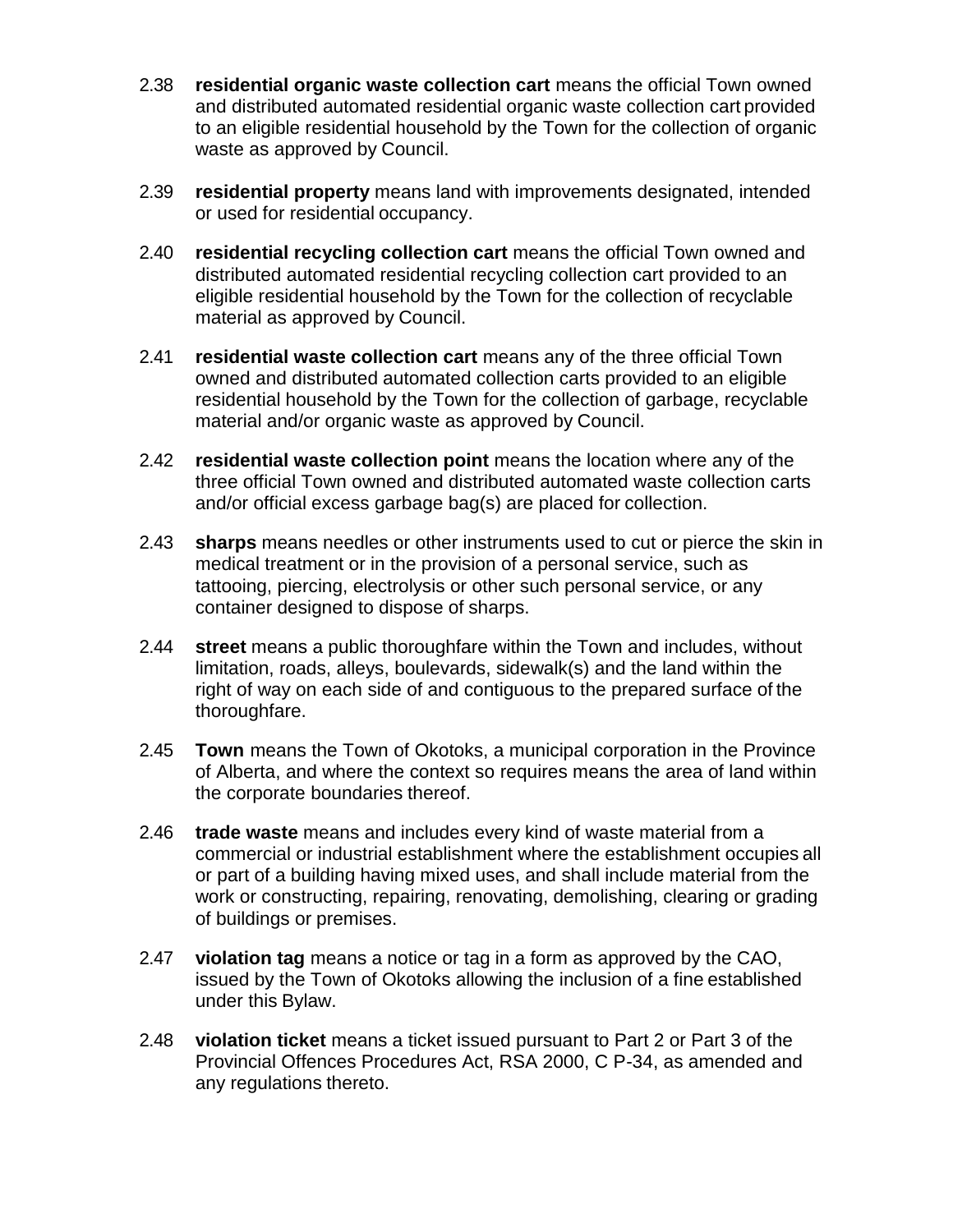2.38 **residential organic waste collection cart** means the official Town owned and distributed automated residential organic waste collection cart provided to an eligible residential household by the Town for the collection of organic waste as approved by Council.

2.39 **residential property** means land with improvements designated, intended or used for residential occupancy.

2.40 **residential recycling collection cart** means the official Town owned and distributed automated residential recycling collection cart provided to an eligible residential household by the Town for the collection of recyclable material as approved by Council.

2.41 **residential waste collection cart** means any of the three official Town owned and distributed automated collection carts provided to an eligible residential household by the Town for the collection of garbage, recyclable material and/or organic waste as approved by Council.

2.42 **residential waste collection point** means the location where any of the three official Town owned and distributed automated waste collection carts and/or official excess garbage bag(s) are placed for collection.

2.43 **sharps** means needles or other instruments used to cut or pierce the skin in medical treatment or in the provision of a personal service, such as tattooing, piercing, electrolysis or other such personal service, or any container designed to dispose of sharps.

2.44 **street** means a public thoroughfare within the Town and includes, without limitation, roads, alleys, boulevards, sidewalk(s) and the land within the right of way on each side of and contiguous to the prepared surface of the thoroughfare.

2.45 **Town** means the Town of Okotoks, a municipal corporation in the Province of Alberta, and where the context so requires means the area of land within the corporate boundaries thereof.

2.46 **trade waste** means and includes every kind of waste material from a commercial or industrial establishment where the establishment occupies all or part of a building having mixed uses, and shall include material from the work or constructing, repairing, renovating, demolishing, clearing or grading of buildings or premises.

2.47 **violation tag** means a notice or tag in a form as approved by the CAO, issued by the Town of Okotoks allowing the inclusion of a fine established under this Bylaw.

2.48 **violation ticket** means a ticket issued pursuant to Part 2 or Part 3 of the Provincial Offences Procedures Act, RSA 2000, C P-34, as amended and any regulations thereto.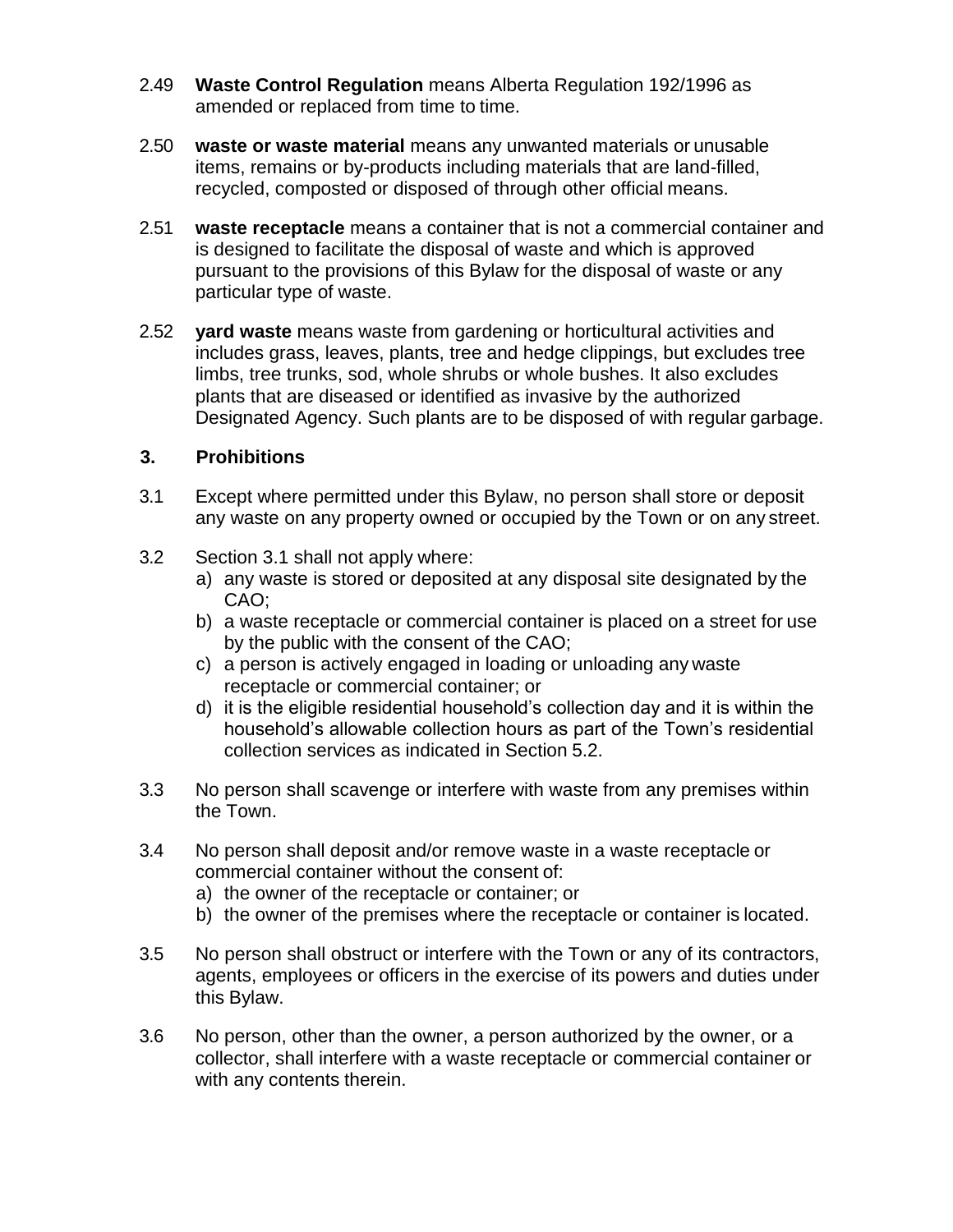2.49 **Waste Control Regulation** means Alberta Regulation 192/1996 as amended or replaced from time to time.

2.50 **waste or waste material** means any unwanted materials or unusable items, remains or by-products including materials that are land-filled, recycled, composted or disposed of through other official means.

2.51 **waste receptacle** means a container that is not a commercial container and is designed to facilitate the disposal of waste and which is approved pursuant to the provisions of this Bylaw for the disposal of waste or any particular type of waste.

2.52 **yard waste** means waste from gardening or horticultural activities and includes grass, leaves, plants, tree and hedge clippings, but excludes tree limbs, tree trunks, sod, whole shrubs or whole bushes. It also excludes plants that are diseased or identified as invasive by the authorized Designated Agency. Such plants are to be disposed of with regular garbage.

## 3. Prohibitions

3.1 Except where permitted under this Bylaw, no person shall store or deposit any waste on any property owned or occupied by the Town or on any street.

3.2 Section 3.1 shall not apply where:

a) any waste is stored or deposited at any disposal site designated by the CAO;
b) a waste receptacle or commercial container is placed on a street for use by the public with the consent of the CAO;
c) a person is actively engaged in loading or unloading any waste receptacle or commercial container; or
d) it is the eligible residential household's collection day and it is within the household's allowable collection hours as part of the Town's residential collection services as indicated in Section 5.2.

3.3 No person shall scavenge or interfere with waste from any premises within the Town.

3.4 No person shall deposit and/or remove waste in a waste receptacle or commercial container without the consent of:

a) the owner of the receptacle or container; or
b) the owner of the premises where the receptacle or container is located.

3.5 No person shall obstruct or interfere with the Town or any of its contractors, agents, employees or officers in the exercise of its powers and duties under this Bylaw.

3.6 No person, other than the owner, a person authorized by the owner, or a collector, shall interfere with a waste receptacle or commercial container or with any contents therein.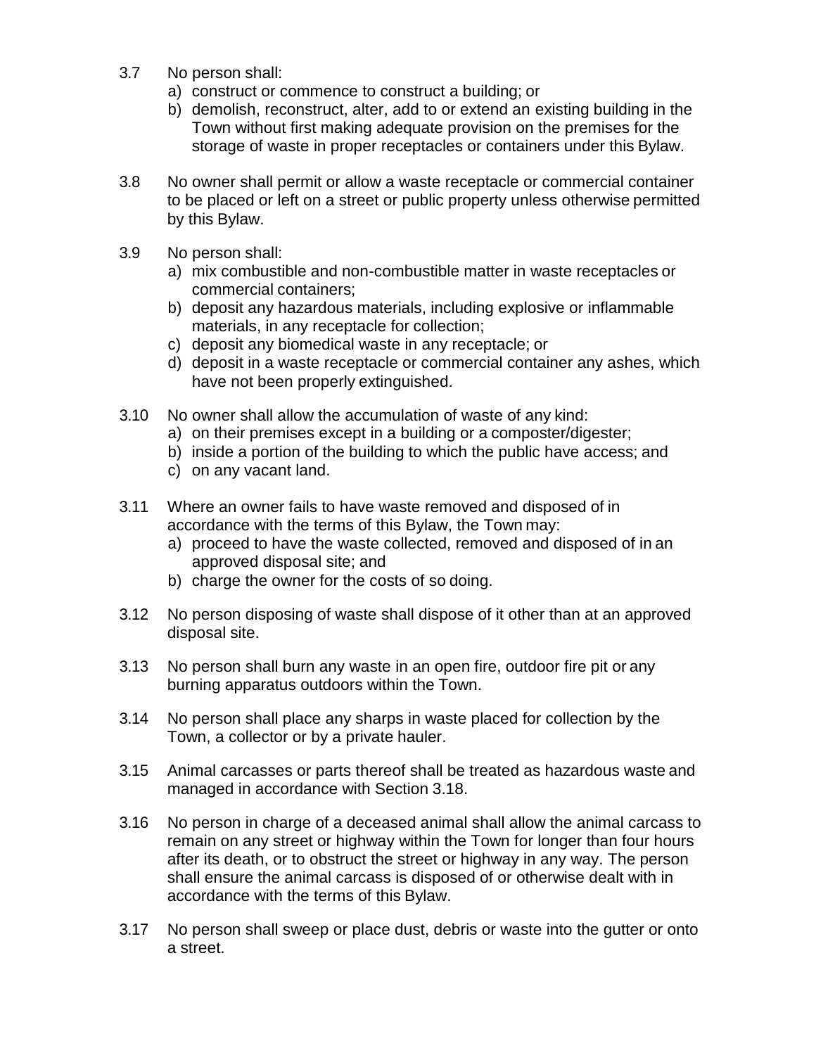3.7 No person shall:

a) construct or commence to construct a building; or
b) demolish, reconstruct, alter, add to or extend an existing building in the Town without first making adequate provision on the premises for the storage of waste in proper receptacles or containers under this Bylaw.

3.8 No owner shall permit or allow a waste receptacle or commercial container to be placed or left on a street or public property unless otherwise permitted by this Bylaw.

3.9 No person shall:

a) mix combustible and non-combustible matter in waste receptacles or commercial containers;
b) deposit any hazardous materials, including explosive or inflammable materials, in any receptacle for collection;
c) deposit any biomedical waste in any receptacle; or
d) deposit in a waste receptacle or commercial container any ashes, which have not been properly extinguished.

3.10 No owner shall allow the accumulation of waste of any kind:

a) on their premises except in a building or a composter/digester;
b) inside a portion of the building to which the public have access; and
c) on any vacant land.

3.11 Where an owner fails to have waste removed and disposed of in accordance with the terms of this Bylaw, the Town may:

a) proceed to have the waste collected, removed and disposed of in an approved disposal site; and
b) charge the owner for the costs of so doing.

3.12 No person disposing of waste shall dispose of it other than at an approved disposal site.

3.13 No person shall burn any waste in an open fire, outdoor fire pit or any burning apparatus outdoors within the Town.

3.14 No person shall place any sharps in waste placed for collection by the Town, a collector or by a private hauler.

3.15 Animal carcasses or parts thereof shall be treated as hazardous waste and managed in accordance with Section 3.18.

3.16 No person in charge of a deceased animal shall allow the animal carcass to remain on any street or highway within the Town for longer than four hours after its death, or to obstruct the street or highway in any way. The person shall ensure the animal carcass is disposed of or otherwise dealt with in accordance with the terms of this Bylaw.

3.17 No person shall sweep or place dust, debris or waste into the gutter or onto a street.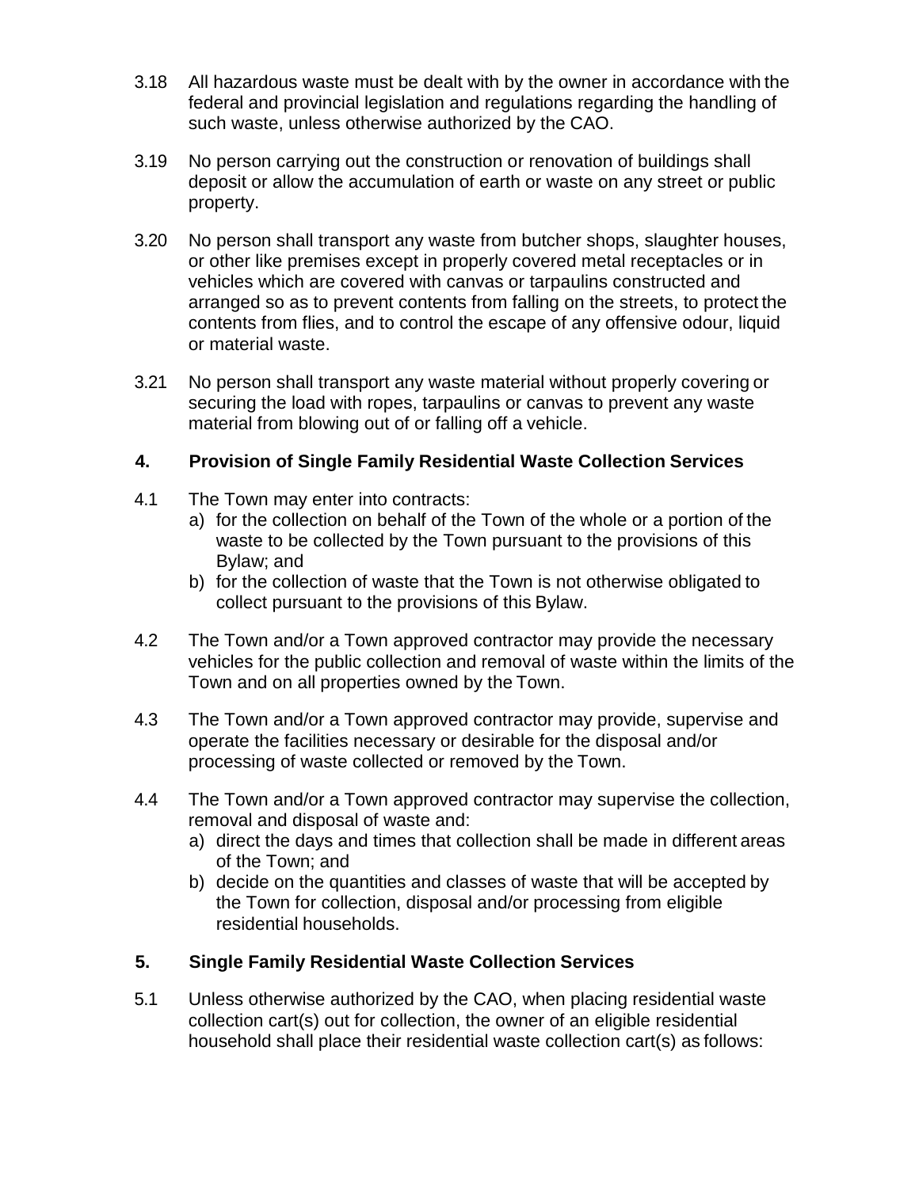3.18 All hazardous waste must be dealt with by the owner in accordance with the federal and provincial legislation and regulations regarding the handling of such waste, unless otherwise authorized by the CAO.

3.19 No person carrying out the construction or renovation of buildings shall deposit or allow the accumulation of earth or waste on any street or public property.

3.20 No person shall transport any waste from butcher shops, slaughter houses, or other like premises except in properly covered metal receptacles or in vehicles which are covered with canvas or tarpaulins constructed and arranged so as to prevent contents from falling on the streets, to protect the contents from flies, and to control the escape of any offensive odour, liquid or material waste.

3.21 No person shall transport any waste material without properly covering or securing the load with ropes, tarpaulins or canvas to prevent any waste material from blowing out of or falling off a vehicle.

## 4. Provision of Single Family Residential Waste Collection Services

4.1 The Town may enter into contracts:

a) for the collection on behalf of the Town of the whole or a portion of the waste to be collected by the Town pursuant to the provisions of this Bylaw; and

b) for the collection of waste that the Town is not otherwise obligated to collect pursuant to the provisions of this Bylaw.

4.2 The Town and/or a Town approved contractor may provide the necessary vehicles for the public collection and removal of waste within the limits of the Town and on all properties owned by the Town.

4.3 The Town and/or a Town approved contractor may provide, supervise and operate the facilities necessary or desirable for the disposal and/or processing of waste collected or removed by the Town.

4.4 The Town and/or a Town approved contractor may supervise the collection, removal and disposal of waste and:

a) direct the days and times that collection shall be made in different areas of the Town; and

b) decide on the quantities and classes of waste that will be accepted by the Town for collection, disposal and/or processing from eligible residential households.

## 5. Single Family Residential Waste Collection Services

5.1 Unless otherwise authorized by the CAO, when placing residential waste collection cart(s) out for collection, the owner of an eligible residential household shall place their residential waste collection cart(s) as follows: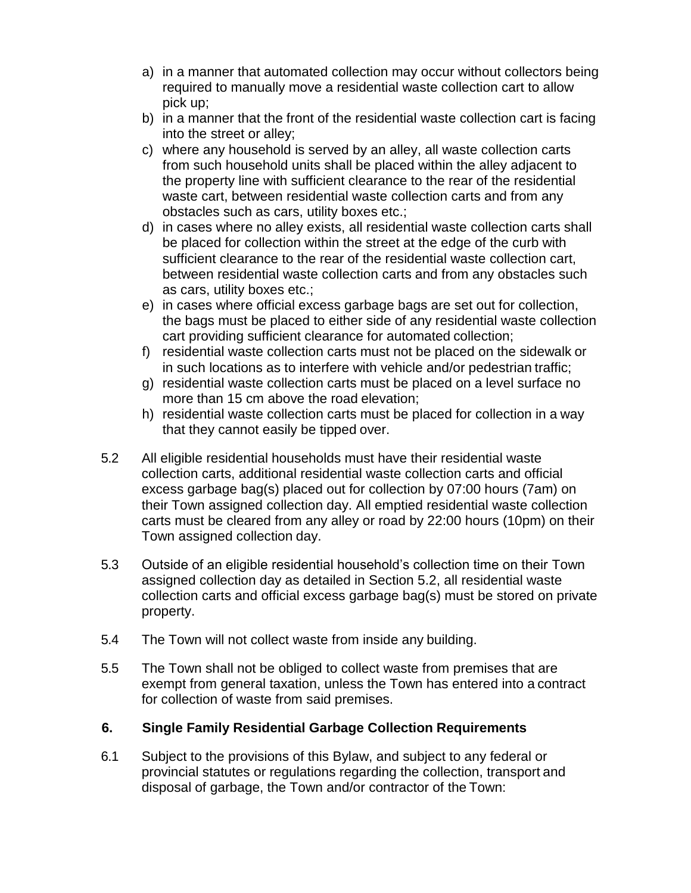a) in a manner that automated collection may occur without collectors being required to manually move a residential waste collection cart to allow pick up;
b) in a manner that the front of the residential waste collection cart is facing into the street or alley;
c) where any household is served by an alley, all waste collection carts from such household units shall be placed within the alley adjacent to the property line with sufficient clearance to the rear of the residential waste cart, between residential waste collection carts and from any obstacles such as cars, utility boxes etc.;
d) in cases where no alley exists, all residential waste collection carts shall be placed for collection within the street at the edge of the curb with sufficient clearance to the rear of the residential waste collection cart, between residential waste collection carts and from any obstacles such as cars, utility boxes etc.;
e) in cases where official excess garbage bags are set out for collection, the bags must be placed to either side of any residential waste collection cart providing sufficient clearance for automated collection;
f) residential waste collection carts must not be placed on the sidewalk or in such locations as to interfere with vehicle and/or pedestrian traffic;
g) residential waste collection carts must be placed on a level surface no more than 15 cm above the road elevation;
h) residential waste collection carts must be placed for collection in a way that they cannot easily be tipped over.

5.2 All eligible residential households must have their residential waste collection carts, additional residential waste collection carts and official excess garbage bag(s) placed out for collection by 07:00 hours (7am) on their Town assigned collection day. All emptied residential waste collection carts must be cleared from any alley or road by 22:00 hours (10pm) on their Town assigned collection day.

5.3 Outside of an eligible residential household's collection time on their Town assigned collection day as detailed in Section 5.2, all residential waste collection carts and official excess garbage bag(s) must be stored on private property.

5.4 The Town will not collect waste from inside any building.

5.5 The Town shall not be obliged to collect waste from premises that are exempt from general taxation, unless the Town has entered into a contract for collection of waste from said premises.

## 6. Single Family Residential Garbage Collection Requirements

6.1 Subject to the provisions of this Bylaw, and subject to any federal or provincial statutes or regulations regarding the collection, transport and disposal of garbage, the Town and/or contractor of the Town: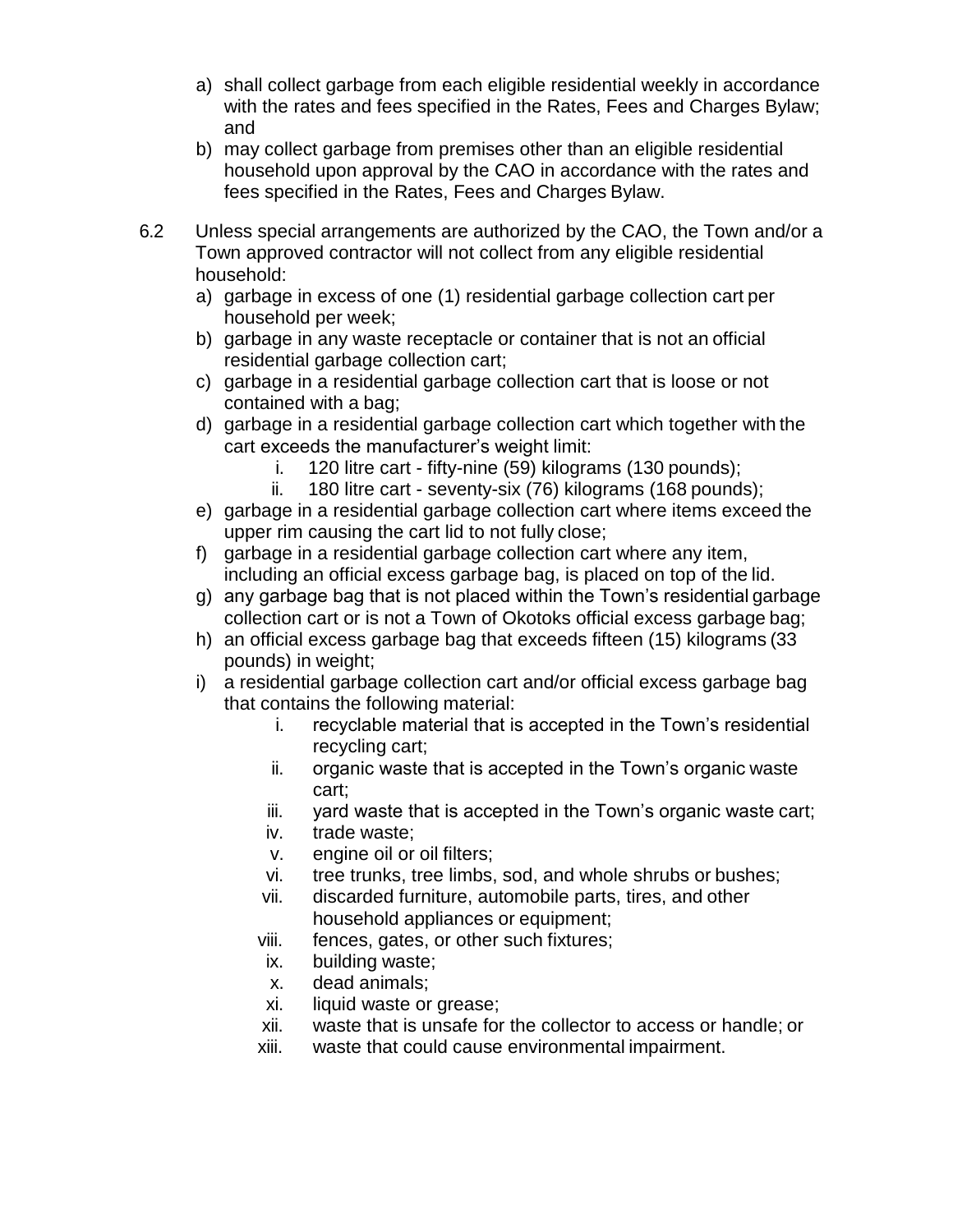a) shall collect garbage from each eligible residential weekly in accordance with the rates and fees specified in the Rates, Fees and Charges Bylaw; and

b) may collect garbage from premises other than an eligible residential household upon approval by the CAO in accordance with the rates and fees specified in the Rates, Fees and Charges Bylaw.

6.2 Unless special arrangements are authorized by the CAO, the Town and/or a Town approved contractor will not collect from any eligible residential household:

a) garbage in excess of one (1) residential garbage collection cart per household per week;

b) garbage in any waste receptacle or container that is not an official residential garbage collection cart;

c) garbage in a residential garbage collection cart that is loose or not contained with a bag;

d) garbage in a residential garbage collection cart which together with the cart exceeds the manufacturer's weight limit:
   - i. 120 litre cart - fifty-nine (59) kilograms (130 pounds);
   - ii. 180 litre cart - seventy-six (76) kilograms (168 pounds);

e) garbage in a residential garbage collection cart where items exceed the upper rim causing the cart lid to not fully close;

f) garbage in a residential garbage collection cart where any item, including an official excess garbage bag, is placed on top of the lid.

g) any garbage bag that is not placed within the Town's residential garbage collection cart or is not a Town of Okotoks official excess garbage bag;

h) an official excess garbage bag that exceeds fifteen (15) kilograms (33 pounds) in weight;

i) a residential garbage collection cart and/or official excess garbage bag that contains the following material:
   - i. recyclable material that is accepted in the Town's residential recycling cart;
   - ii. organic waste that is accepted in the Town's organic waste cart;
   - iii. yard waste that is accepted in the Town's organic waste cart;
   - iv. trade waste;
   - v. engine oil or oil filters;
   - vi. tree trunks, tree limbs, sod, and whole shrubs or bushes;
   - vii. discarded furniture, automobile parts, tires, and other household appliances or equipment;
   - viii. fences, gates, or other such fixtures;
   - ix. building waste;
   - x. dead animals;
   - xi. liquid waste or grease;
   - xii. waste that is unsafe for the collector to access or handle; or
   - xiii. waste that could cause environmental impairment.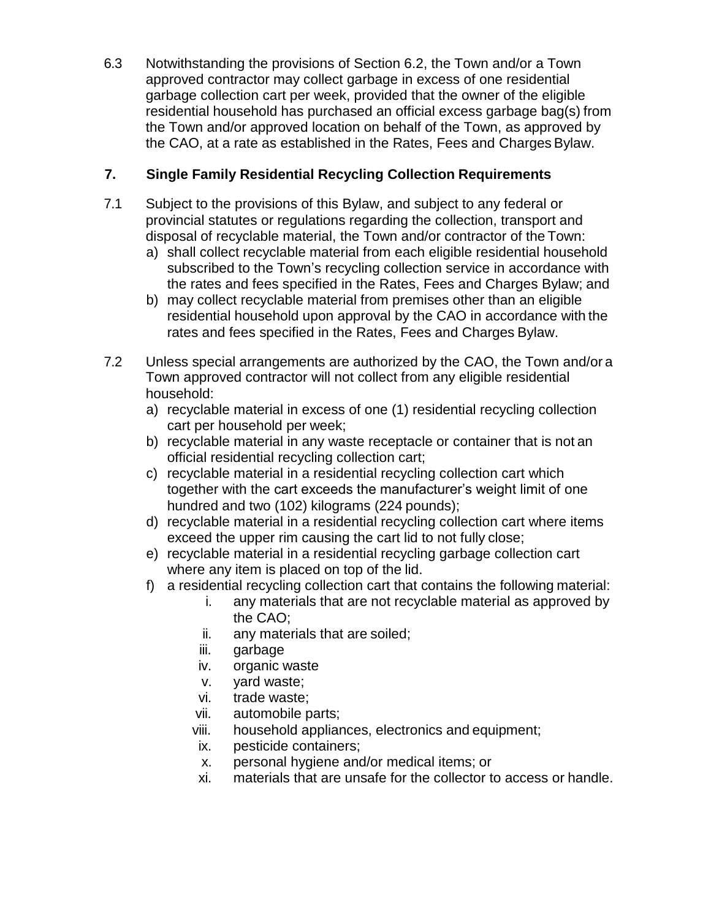6.3 Notwithstanding the provisions of Section 6.2, the Town and/or a Town approved contractor may collect garbage in excess of one residential garbage collection cart per week, provided that the owner of the eligible residential household has purchased an official excess garbage bag(s) from the Town and/or approved location on behalf of the Town, as approved by the CAO, at a rate as established in the Rates, Fees and Charges Bylaw.

## 7. Single Family Residential Recycling Collection Requirements

7.1 Subject to the provisions of this Bylaw, and subject to any federal or provincial statutes or regulations regarding the collection, transport and disposal of recyclable material, the Town and/or contractor of the Town:

a) shall collect recyclable material from each eligible residential household subscribed to the Town's recycling collection service in accordance with the rates and fees specified in the Rates, Fees and Charges Bylaw; and
b) may collect recyclable material from premises other than an eligible residential household upon approval by the CAO in accordance with the rates and fees specified in the Rates, Fees and Charges Bylaw.

7.2 Unless special arrangements are authorized by the CAO, the Town and/or a Town approved contractor will not collect from any eligible residential household:

a) recyclable material in excess of one (1) residential recycling collection cart per household per week;
b) recyclable material in any waste receptacle or container that is not an official residential recycling collection cart;
c) recyclable material in a residential recycling collection cart which together with the cart exceeds the manufacturer's weight limit of one hundred and two (102) kilograms (224 pounds);
d) recyclable material in a residential recycling collection cart where items exceed the upper rim causing the cart lid to not fully close;
e) recyclable material in a residential recycling garbage collection cart where any item is placed on top of the lid.
f) a residential recycling collection cart that contains the following material:
    i. any materials that are not recyclable material as approved by the CAO;
    ii. any materials that are soiled;
    iii. garbage
    iv. organic waste
    v. yard waste;
    vi. trade waste;
    vii. automobile parts;
    viii. household appliances, electronics and equipment;
    ix. pesticide containers;
    x. personal hygiene and/or medical items; or
    xi. materials that are unsafe for the collector to access or handle.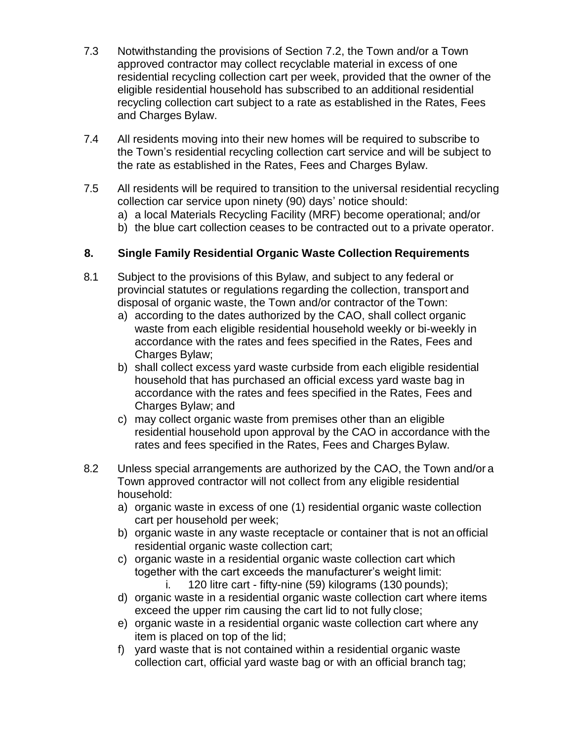7.3 Notwithstanding the provisions of Section 7.2, the Town and/or a Town approved contractor may collect recyclable material in excess of one residential recycling collection cart per week, provided that the owner of the eligible residential household has subscribed to an additional residential recycling collection cart subject to a rate as established in the Rates, Fees and Charges Bylaw.

7.4 All residents moving into their new homes will be required to subscribe to the Town's residential recycling collection cart service and will be subject to the rate as established in the Rates, Fees and Charges Bylaw.

7.5 All residents will be required to transition to the universal residential recycling collection car service upon ninety (90) days' notice should:

a) a local Materials Recycling Facility (MRF) become operational; and/or
b) the blue cart collection ceases to be contracted out to a private operator.

## 8. Single Family Residential Organic Waste Collection Requirements

8.1 Subject to the provisions of this Bylaw, and subject to any federal or provincial statutes or regulations regarding the collection, transport and disposal of organic waste, the Town and/or contractor of the Town:

a) according to the dates authorized by the CAO, shall collect organic waste from each eligible residential household weekly or bi-weekly in accordance with the rates and fees specified in the Rates, Fees and Charges Bylaw;
b) shall collect excess yard waste curbside from each eligible residential household that has purchased an official excess yard waste bag in accordance with the rates and fees specified in the Rates, Fees and Charges Bylaw; and
c) may collect organic waste from premises other than an eligible residential household upon approval by the CAO in accordance with the rates and fees specified in the Rates, Fees and Charges Bylaw.

8.2 Unless special arrangements are authorized by the CAO, the Town and/or a Town approved contractor will not collect from any eligible residential household:

a) organic waste in excess of one (1) residential organic waste collection cart per household per week;
b) organic waste in any waste receptacle or container that is not an official residential organic waste collection cart;
c) organic waste in a residential organic waste collection cart which together with the cart exceeds the manufacturer's weight limit:
    i. 120 litre cart - fifty-nine (59) kilograms (130 pounds);
d) organic waste in a residential organic waste collection cart where items exceed the upper rim causing the cart lid to not fully close;
e) organic waste in a residential organic waste collection cart where any item is placed on top of the lid;
f) yard waste that is not contained within a residential organic waste collection cart, official yard waste bag or with an official branch tag;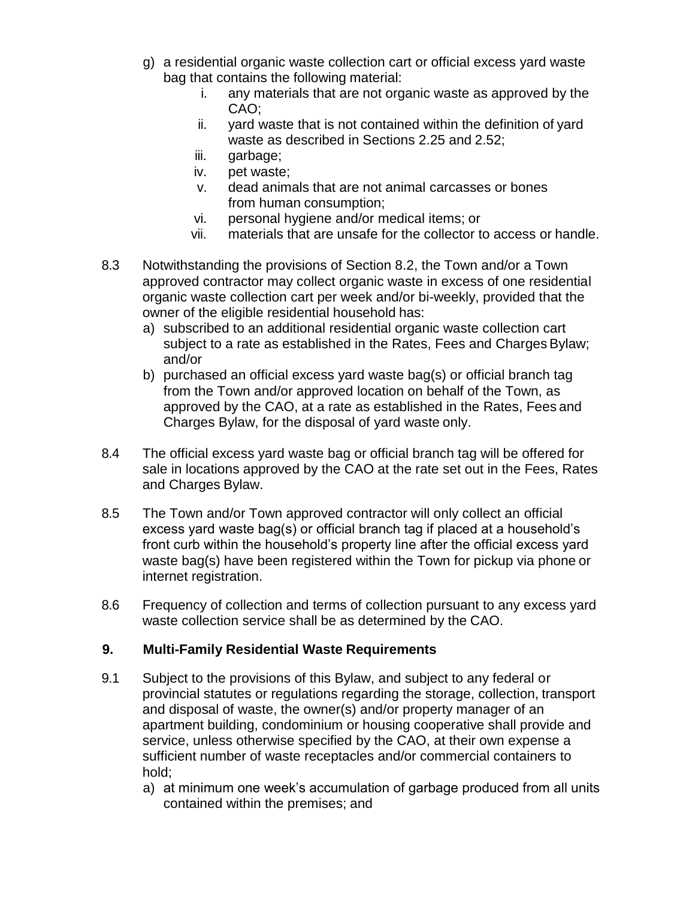g) a residential organic waste collection cart or official excess yard waste bag that contains the following material:
    i. any materials that are not organic waste as approved by the CAO;
    ii. yard waste that is not contained within the definition of yard waste as described in Sections 2.25 and 2.52;
    iii. garbage;
    iv. pet waste;
    v. dead animals that are not animal carcasses or bones from human consumption;
    vi. personal hygiene and/or medical items; or
    vii. materials that are unsafe for the collector to access or handle.

8.3 Notwithstanding the provisions of Section 8.2, the Town and/or a Town approved contractor may collect organic waste in excess of one residential organic waste collection cart per week and/or bi-weekly, provided that the owner of the eligible residential household has:

a) subscribed to an additional residential organic waste collection cart subject to a rate as established in the Rates, Fees and Charges Bylaw; and/or
b) purchased an official excess yard waste bag(s) or official branch tag from the Town and/or approved location on behalf of the Town, as approved by the CAO, at a rate as established in the Rates, Fees and Charges Bylaw, for the disposal of yard waste only.

8.4 The official excess yard waste bag or official branch tag will be offered for sale in locations approved by the CAO at the rate set out in the Fees, Rates and Charges Bylaw.

8.5 The Town and/or Town approved contractor will only collect an official excess yard waste bag(s) or official branch tag if placed at a household's front curb within the household's property line after the official excess yard waste bag(s) have been registered within the Town for pickup via phone or internet registration.

8.6 Frequency of collection and terms of collection pursuant to any excess yard waste collection service shall be as determined by the CAO.

## 9. Multi-Family Residential Waste Requirements

9.1 Subject to the provisions of this Bylaw, and subject to any federal or provincial statutes or regulations regarding the storage, collection, transport and disposal of waste, the owner(s) and/or property manager of an apartment building, condominium or housing cooperative shall provide and service, unless otherwise specified by the CAO, at their own expense a sufficient number of waste receptacles and/or commercial containers to hold;

a) at minimum one week's accumulation of garbage produced from all units contained within the premises; and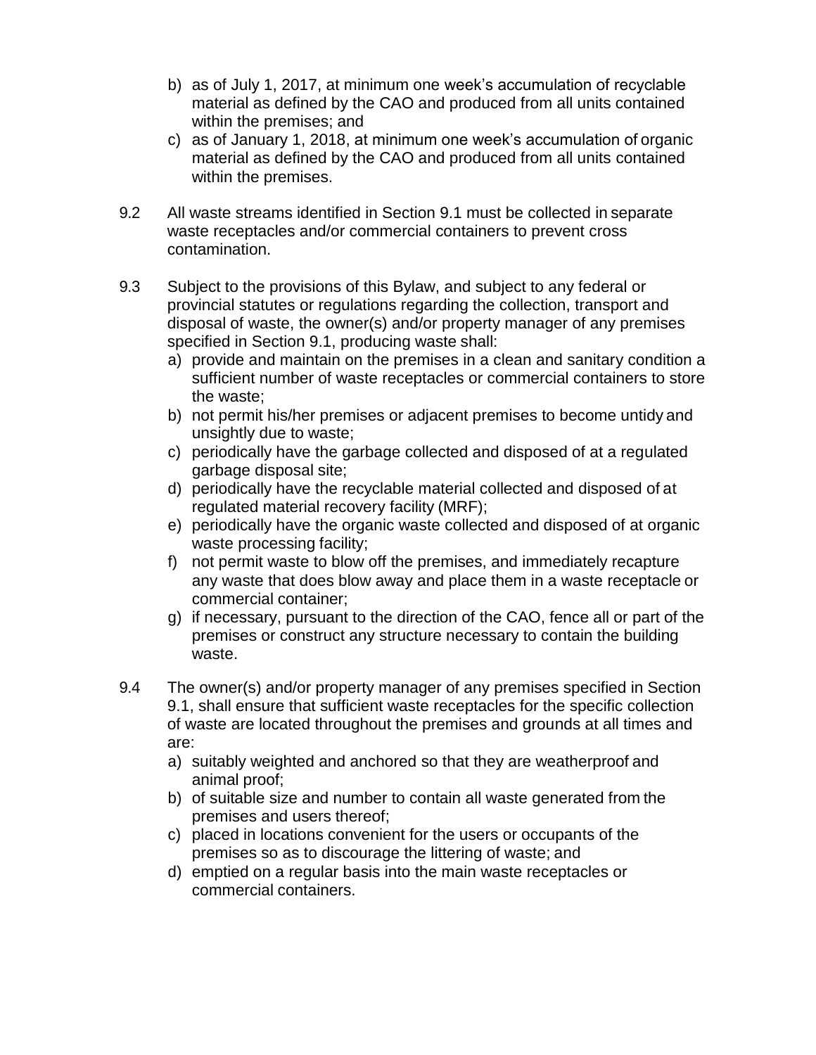b) as of July 1, 2017, at minimum one week's accumulation of recyclable material as defined by the CAO and produced from all units contained within the premises; and
c) as of January 1, 2018, at minimum one week's accumulation of organic material as defined by the CAO and produced from all units contained within the premises.

9.2 All waste streams identified in Section 9.1 must be collected in separate waste receptacles and/or commercial containers to prevent cross contamination.

9.3 Subject to the provisions of this Bylaw, and subject to any federal or provincial statutes or regulations regarding the collection, transport and disposal of waste, the owner(s) and/or property manager of any premises specified in Section 9.1, producing waste shall:
a) provide and maintain on the premises in a clean and sanitary condition a sufficient number of waste receptacles or commercial containers to store the waste;
b) not permit his/her premises or adjacent premises to become untidy and unsightly due to waste;
c) periodically have the garbage collected and disposed of at a regulated garbage disposal site;
d) periodically have the recyclable material collected and disposed of at regulated material recovery facility (MRF);
e) periodically have the organic waste collected and disposed of at organic waste processing facility;
f) not permit waste to blow off the premises, and immediately recapture any waste that does blow away and place them in a waste receptacle or commercial container;
g) if necessary, pursuant to the direction of the CAO, fence all or part of the premises or construct any structure necessary to contain the building waste.

9.4 The owner(s) and/or property manager of any premises specified in Section 9.1, shall ensure that sufficient waste receptacles for the specific collection of waste are located throughout the premises and grounds at all times and are:
a) suitably weighted and anchored so that they are weatherproof and animal proof;
b) of suitable size and number to contain all waste generated from the premises and users thereof;
c) placed in locations convenient for the users or occupants of the premises so as to discourage the littering of waste; and
d) emptied on a regular basis into the main waste receptacles or commercial containers.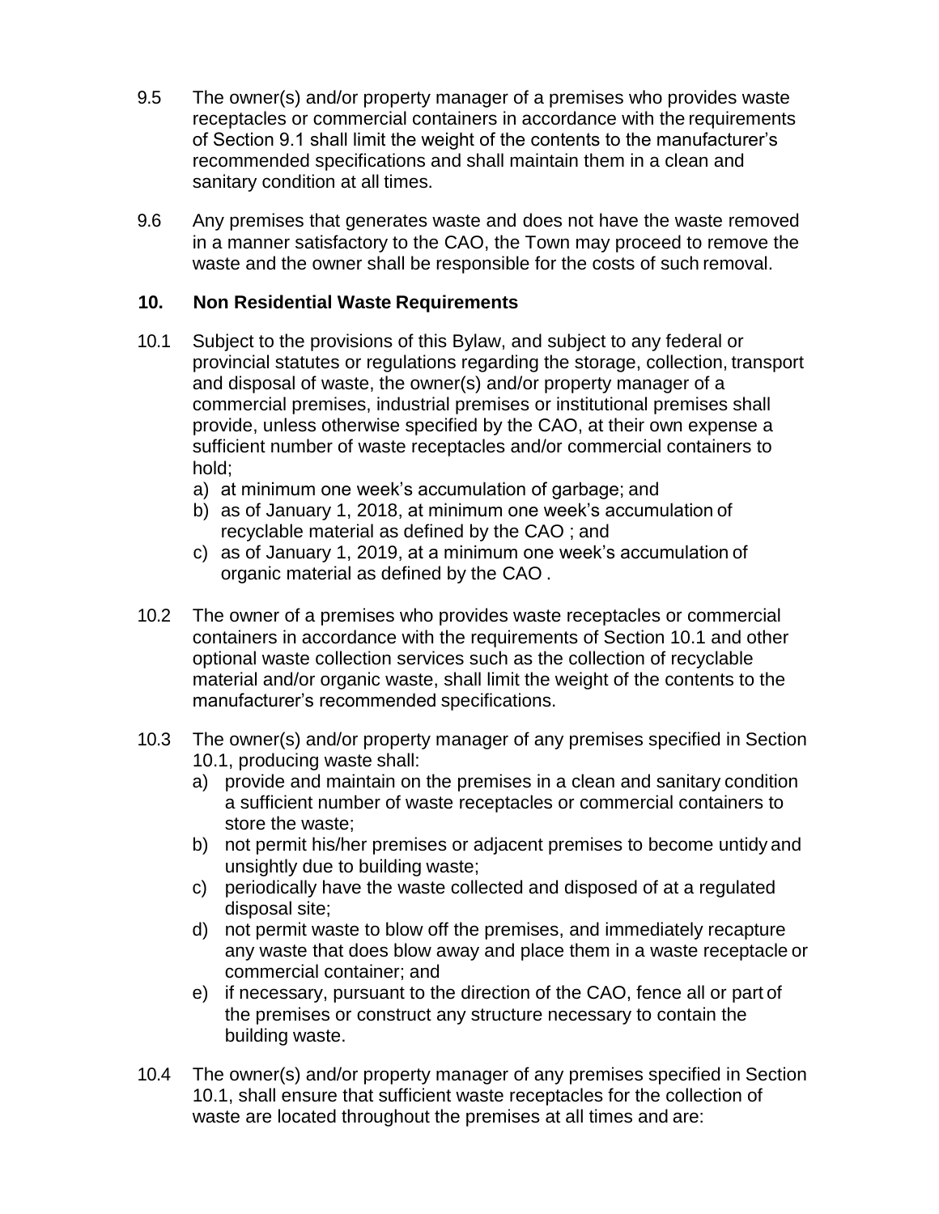9.5 The owner(s) and/or property manager of a premises who provides waste receptacles or commercial containers in accordance with the requirements of Section 9.1 shall limit the weight of the contents to the manufacturer's recommended specifications and shall maintain them in a clean and sanitary condition at all times.

9.6 Any premises that generates waste and does not have the waste removed in a manner satisfactory to the CAO, the Town may proceed to remove the waste and the owner shall be responsible for the costs of such removal.

## 10. Non Residential Waste Requirements

10.1 Subject to the provisions of this Bylaw, and subject to any federal or provincial statutes or regulations regarding the storage, collection, transport and disposal of waste, the owner(s) and/or property manager of a commercial premises, industrial premises or institutional premises shall provide, unless otherwise specified by the CAO, at their own expense a sufficient number of waste receptacles and/or commercial containers to hold;

a) at minimum one week's accumulation of garbage; and
b) as of January 1, 2018, at minimum one week's accumulation of recyclable material as defined by the CAO ; and
c) as of January 1, 2019, at a minimum one week's accumulation of organic material as defined by the CAO .

10.2 The owner of a premises who provides waste receptacles or commercial containers in accordance with the requirements of Section 10.1 and other optional waste collection services such as the collection of recyclable material and/or organic waste, shall limit the weight of the contents to the manufacturer's recommended specifications.

10.3 The owner(s) and/or property manager of any premises specified in Section 10.1, producing waste shall:

a) provide and maintain on the premises in a clean and sanitary condition a sufficient number of waste receptacles or commercial containers to store the waste;
b) not permit his/her premises or adjacent premises to become untidy and unsightly due to building waste;
c) periodically have the waste collected and disposed of at a regulated disposal site;
d) not permit waste to blow off the premises, and immediately recapture any waste that does blow away and place them in a waste receptacle or commercial container; and
e) if necessary, pursuant to the direction of the CAO, fence all or part of the premises or construct any structure necessary to contain the building waste.

10.4 The owner(s) and/or property manager of any premises specified in Section 10.1, shall ensure that sufficient waste receptacles for the collection of waste are located throughout the premises at all times and are: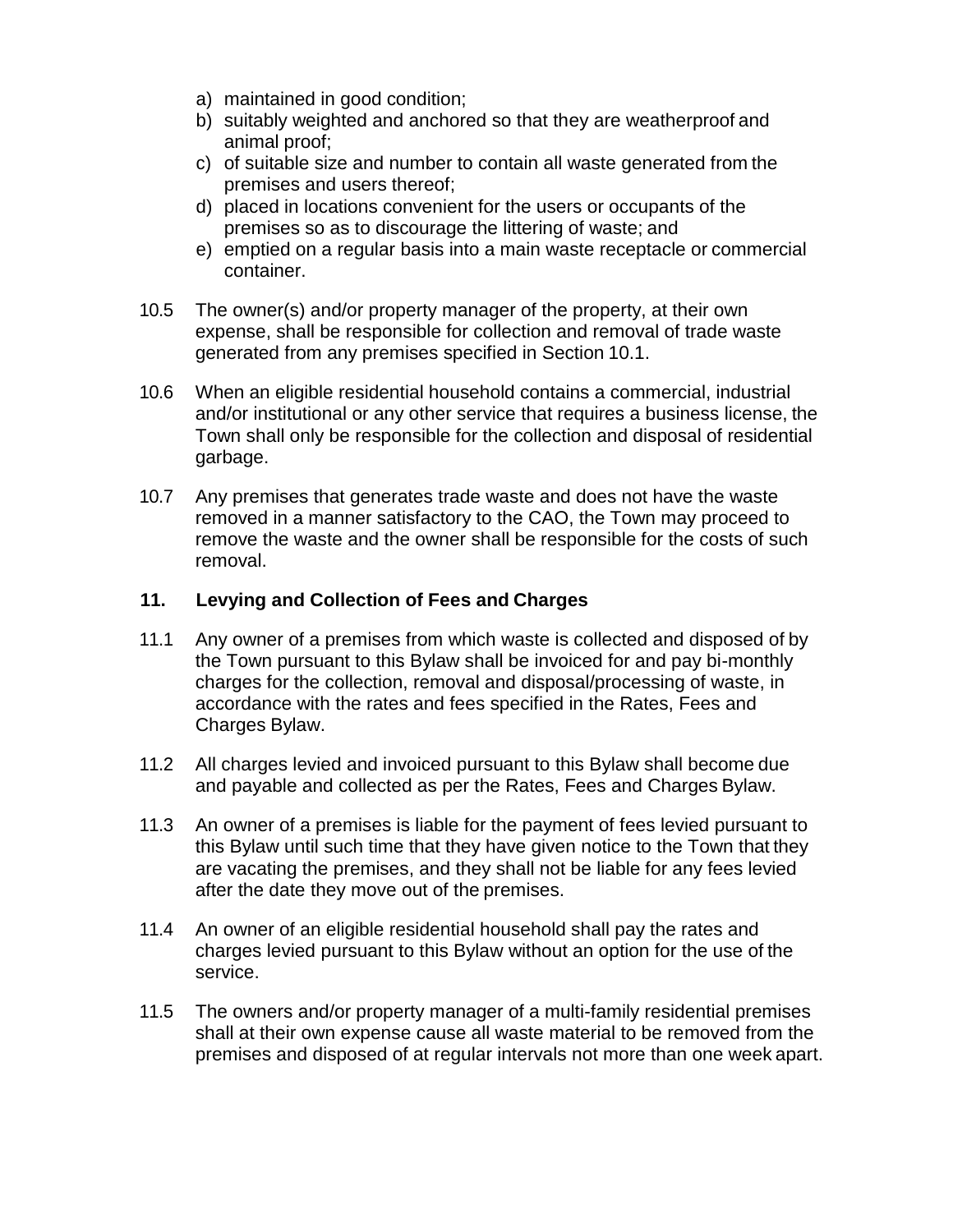a) maintained in good condition;
b) suitably weighted and anchored so that they are weatherproof and animal proof;
c) of suitable size and number to contain all waste generated from the premises and users thereof;
d) placed in locations convenient for the users or occupants of the premises so as to discourage the littering of waste; and
e) emptied on a regular basis into a main waste receptacle or commercial container.

10.5 The owner(s) and/or property manager of the property, at their own expense, shall be responsible for collection and removal of trade waste generated from any premises specified in Section 10.1.

10.6 When an eligible residential household contains a commercial, industrial and/or institutional or any other service that requires a business license, the Town shall only be responsible for the collection and disposal of residential garbage.

10.7 Any premises that generates trade waste and does not have the waste removed in a manner satisfactory to the CAO, the Town may proceed to remove the waste and the owner shall be responsible for the costs of such removal.

## 11. Levying and Collection of Fees and Charges

11.1 Any owner of a premises from which waste is collected and disposed of by the Town pursuant to this Bylaw shall be invoiced for and pay bi-monthly charges for the collection, removal and disposal/processing of waste, in accordance with the rates and fees specified in the Rates, Fees and Charges Bylaw.

11.2 All charges levied and invoiced pursuant to this Bylaw shall become due and payable and collected as per the Rates, Fees and Charges Bylaw.

11.3 An owner of a premises is liable for the payment of fees levied pursuant to this Bylaw until such time that they have given notice to the Town that they are vacating the premises, and they shall not be liable for any fees levied after the date they move out of the premises.

11.4 An owner of an eligible residential household shall pay the rates and charges levied pursuant to this Bylaw without an option for the use of the service.

11.5 The owners and/or property manager of a multi-family residential premises shall at their own expense cause all waste material to be removed from the premises and disposed of at regular intervals not more than one week apart.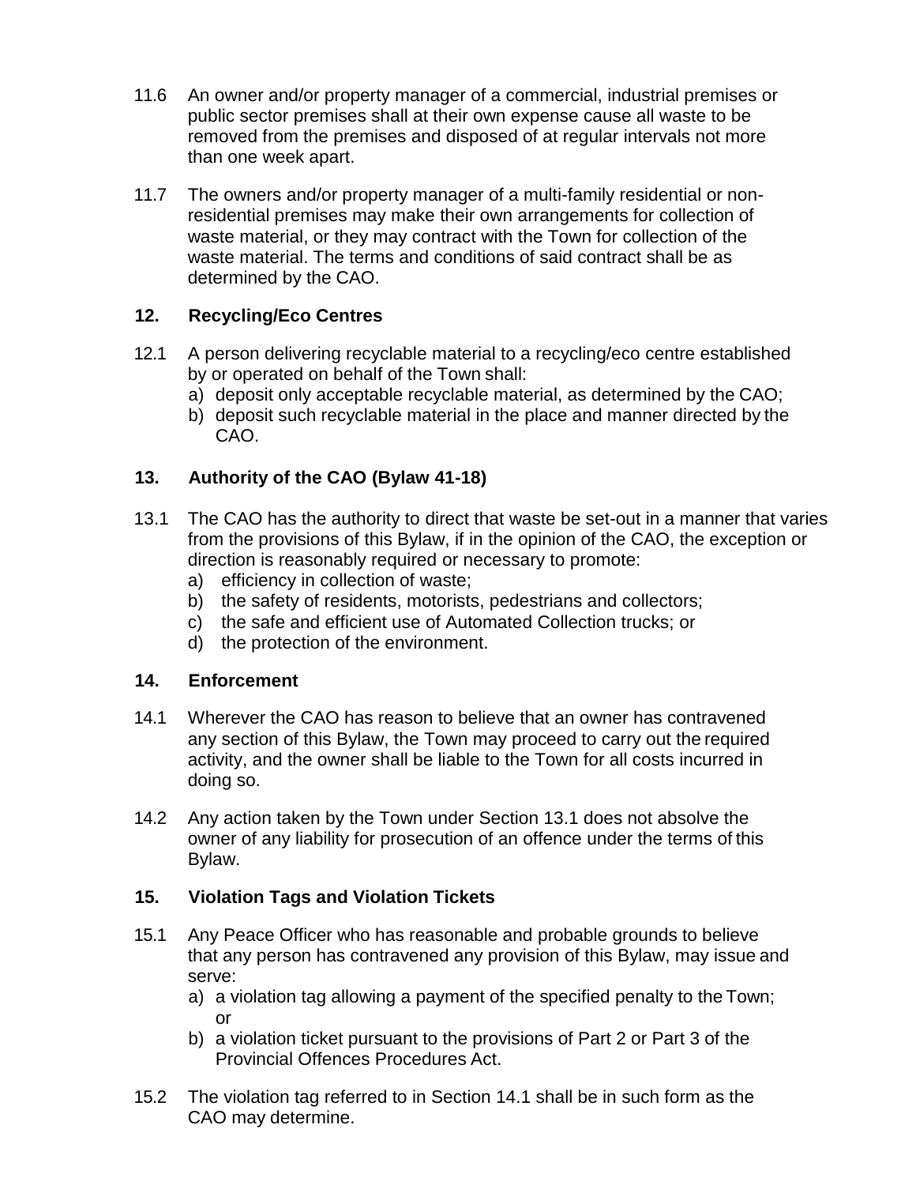11.6 An owner and/or property manager of a commercial, industrial premises or public sector premises shall at their own expense cause all waste to be removed from the premises and disposed of at regular intervals not more than one week apart.

11.7 The owners and/or property manager of a multi-family residential or non-residential premises may make their own arrangements for collection of waste material, or they may contract with the Town for collection of the waste material. The terms and conditions of said contract shall be as determined by the CAO.

## 12. Recycling/Eco Centres

12.1 A person delivering recyclable material to a recycling/eco centre established by or operated on behalf of the Town shall:

a) deposit only acceptable recyclable material, as determined by the CAO;
b) deposit such recyclable material in the place and manner directed by the CAO.

## 13. Authority of the CAO (Bylaw 41-18)

13.1 The CAO has the authority to direct that waste be set-out in a manner that varies from the provisions of this Bylaw, if in the opinion of the CAO, the exception or direction is reasonably required or necessary to promote:

a) efficiency in collection of waste;
b) the safety of residents, motorists, pedestrians and collectors;
c) the safe and efficient use of Automated Collection trucks; or
d) the protection of the environment.

## 14. Enforcement

14.1 Wherever the CAO has reason to believe that an owner has contravened any section of this Bylaw, the Town may proceed to carry out the required activity, and the owner shall be liable to the Town for all costs incurred in doing so.

14.2 Any action taken by the Town under Section 13.1 does not absolve the owner of any liability for prosecution of an offence under the terms of this Bylaw.

## 15. Violation Tags and Violation Tickets

15.1 Any Peace Officer who has reasonable and probable grounds to believe that any person has contravened any provision of this Bylaw, may issue and serve:

a) a violation tag allowing a payment of the specified penalty to the Town; or
b) a violation ticket pursuant to the provisions of Part 2 or Part 3 of the Provincial Offences Procedures Act.

15.2 The violation tag referred to in Section 14.1 shall be in such form as the CAO may determine.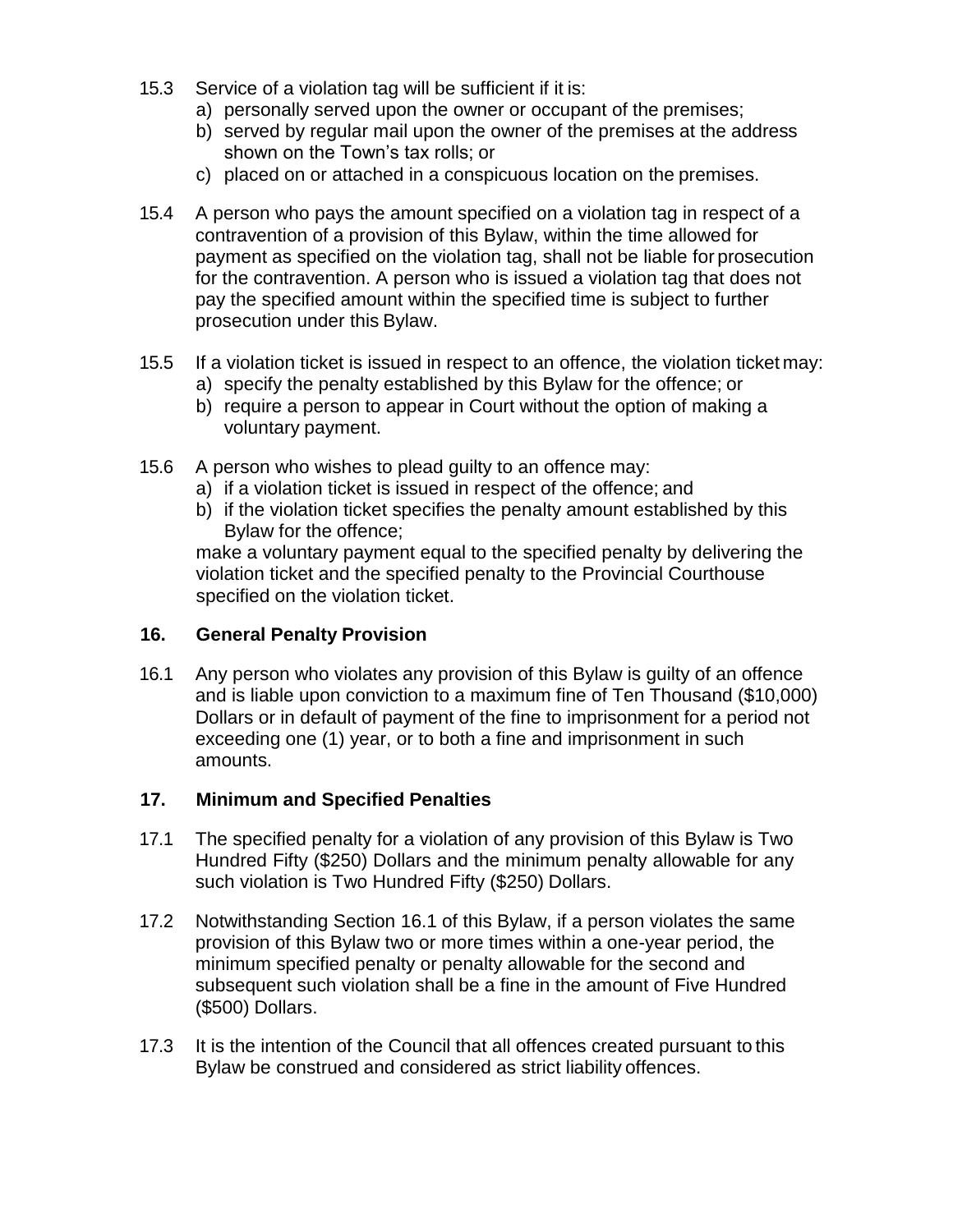15.3 Service of a violation tag will be sufficient if it is:
   a) personally served upon the owner or occupant of the premises;
   b) served by regular mail upon the owner of the premises at the address shown on the Town's tax rolls; or
   c) placed on or attached in a conspicuous location on the premises.

15.4 A person who pays the amount specified on a violation tag in respect of a contravention of a provision of this Bylaw, within the time allowed for payment as specified on the violation tag, shall not be liable for prosecution for the contravention. A person who is issued a violation tag that does not pay the specified amount within the specified time is subject to further prosecution under this Bylaw.

15.5 If a violation ticket is issued in respect to an offence, the violation ticket may:
   a) specify the penalty established by this Bylaw for the offence; or
   b) require a person to appear in Court without the option of making a voluntary payment.

15.6 A person who wishes to plead guilty to an offence may:
   a) if a violation ticket is issued in respect of the offence; and
   b) if the violation ticket specifies the penalty amount established by this Bylaw for the offence;

   make a voluntary payment equal to the specified penalty by delivering the violation ticket and the specified penalty to the Provincial Courthouse specified on the violation ticket.

## 16. General Penalty Provision

16.1 Any person who violates any provision of this Bylaw is guilty of an offence and is liable upon conviction to a maximum fine of Ten Thousand ($10,000) Dollars or in default of payment of the fine to imprisonment for a period not exceeding one (1) year, or to both a fine and imprisonment in such amounts.

## 17. Minimum and Specified Penalties

17.1 The specified penalty for a violation of any provision of this Bylaw is Two Hundred Fifty ($250) Dollars and the minimum penalty allowable for any such violation is Two Hundred Fifty ($250) Dollars.

17.2 Notwithstanding Section 16.1 of this Bylaw, if a person violates the same provision of this Bylaw two or more times within a one-year period, the minimum specified penalty or penalty allowable for the second and subsequent such violation shall be a fine in the amount of Five Hundred ($500) Dollars.

17.3 It is the intention of the Council that all offences created pursuant to this Bylaw be construed and considered as strict liability offences.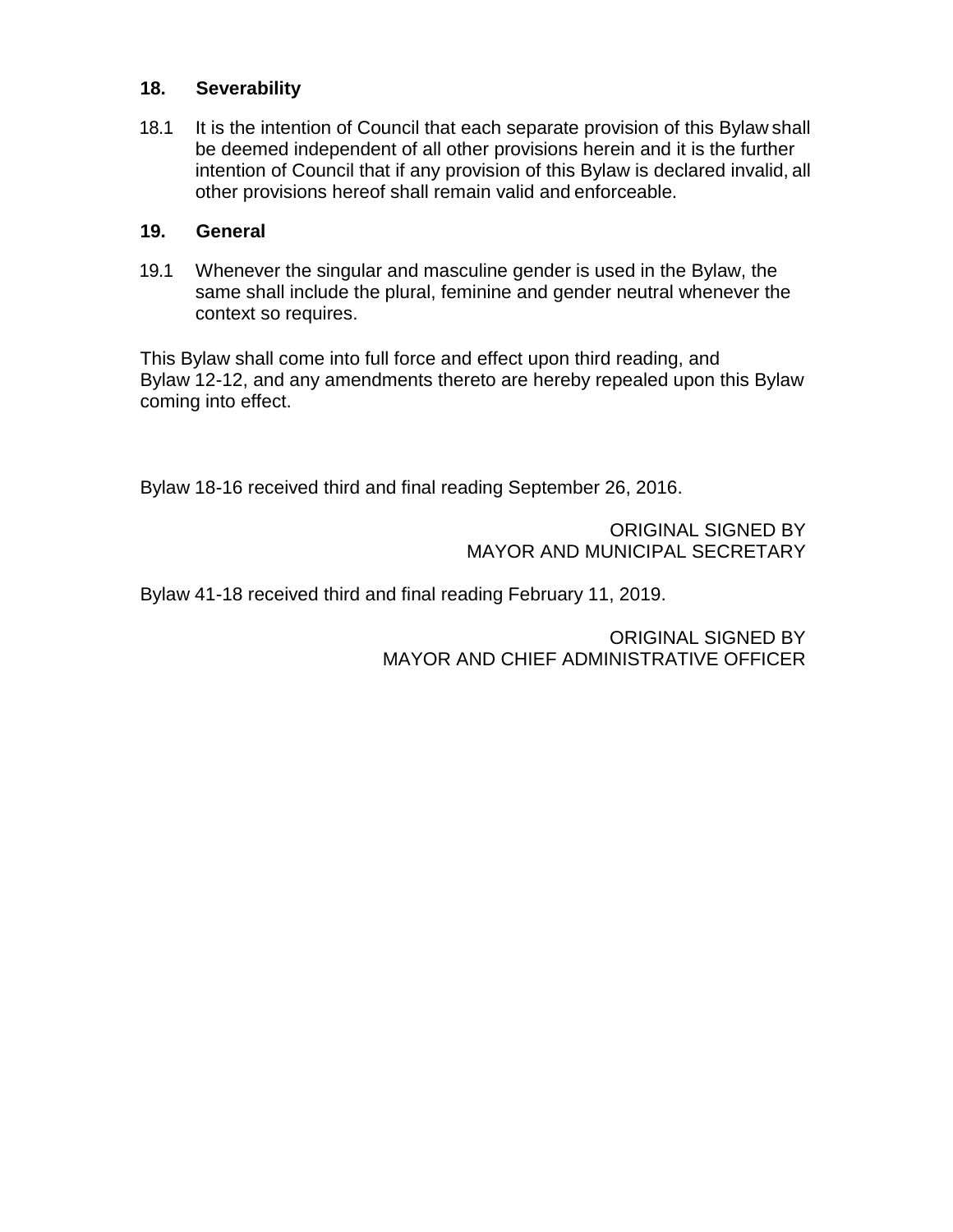## 18. Severability

18.1 It is the intention of Council that each separate provision of this Bylaw shall be deemed independent of all other provisions herein and it is the further intention of Council that if any provision of this Bylaw is declared invalid, all other provisions hereof shall remain valid and enforceable.

## 19. General

19.1 Whenever the singular and masculine gender is used in the Bylaw, the same shall include the plural, feminine and gender neutral whenever the context so requires.

This Bylaw shall come into full force and effect upon third reading, and Bylaw 12-12, and any amendments thereto are hereby repealed upon this Bylaw coming into effect.

Bylaw 18-16 received third and final reading September 26, 2016.

ORIGINAL SIGNED BY
MAYOR AND MUNICIPAL SECRETARY

Bylaw 41-18 received third and final reading February 11, 2019.

ORIGINAL SIGNED BY
MAYOR AND CHIEF ADMINISTRATIVE OFFICER